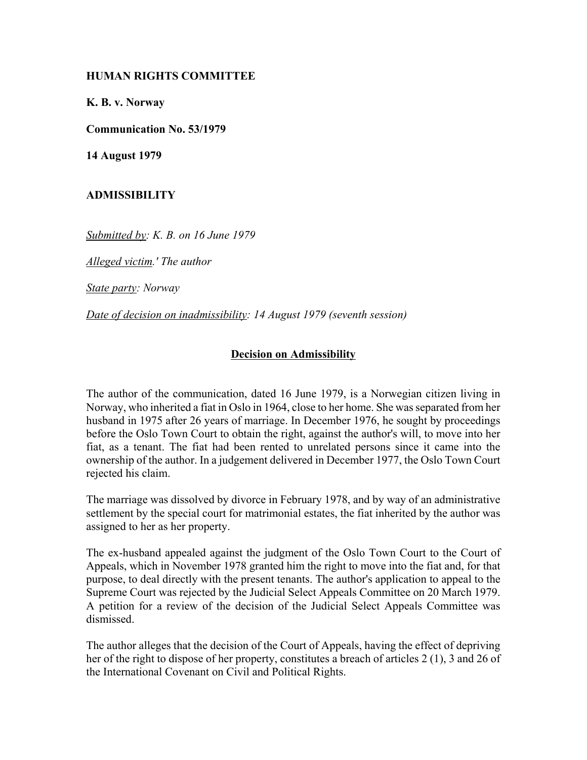**HUMAN RIGHTS COMMITTEE**

**K. B. v. Norway**

**Communication No. 53/1979**

**14 August 1979**

**ADMISSIBILITY**

*Submitted by: K. B. on 16 June 1979*

*Alleged victim.' The author*

*State party: Norway*

*Date of decision on inadmissibility: 14 August 1979 (seventh session)*

## Decision on Admissibility

The author of the communication, dated 16 June 1979, is a Norwegian citizen living in Norway, who inherited a fiat in Oslo in 1964, close to her home. She was separated from her husband in 1975 after 26 years of marriage. In December 1976, he sought by proceedings before the Oslo Town Court to obtain the right, against the author's will, to move into her fiat, as a tenant. The fiat had been rented to unrelated persons since it came into the ownership of the author. In a judgement delivered in December 1977, the Oslo Town Court rejected his claim.

The marriage was dissolved by divorce in February 1978, and by way of an administrative settlement by the special court for matrimonial estates, the fiat inherited by the author was assigned to her as her property.

The ex-husband appealed against the judgment of the Oslo Town Court to the Court of Appeals, which in November 1978 granted him the right to move into the fiat and, for that purpose, to deal directly with the present tenants. The author's application to appeal to the Supreme Court was rejected by the Judicial Select Appeals Committee on 20 March 1979. A petition for a review of the decision of the Judicial Select Appeals Committee was dismissed.

The author alleges that the decision of the Court of Appeals, having the effect of depriving her of the right to dispose of her property, constitutes a breach of articles 2 (1), 3 and 26 of the International Covenant on Civil and Political Rights.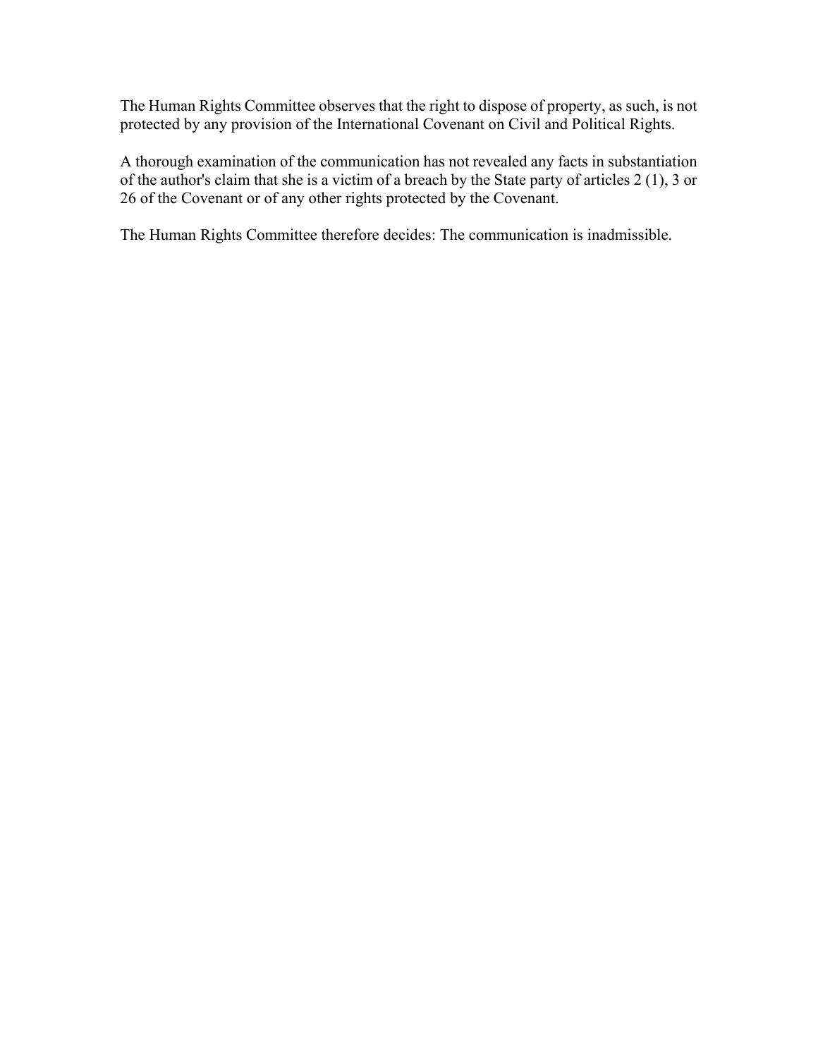The Human Rights Committee observes that the right to dispose of property, as such, is not protected by any provision of the International Covenant on Civil and Political Rights.

A thorough examination of the communication has not revealed any facts in substantiation of the author's claim that she is a victim of a breach by the State party of articles 2 (1), 3 or 26 of the Covenant or of any other rights protected by the Covenant.

The Human Rights Committee therefore decides: The communication is inadmissible.